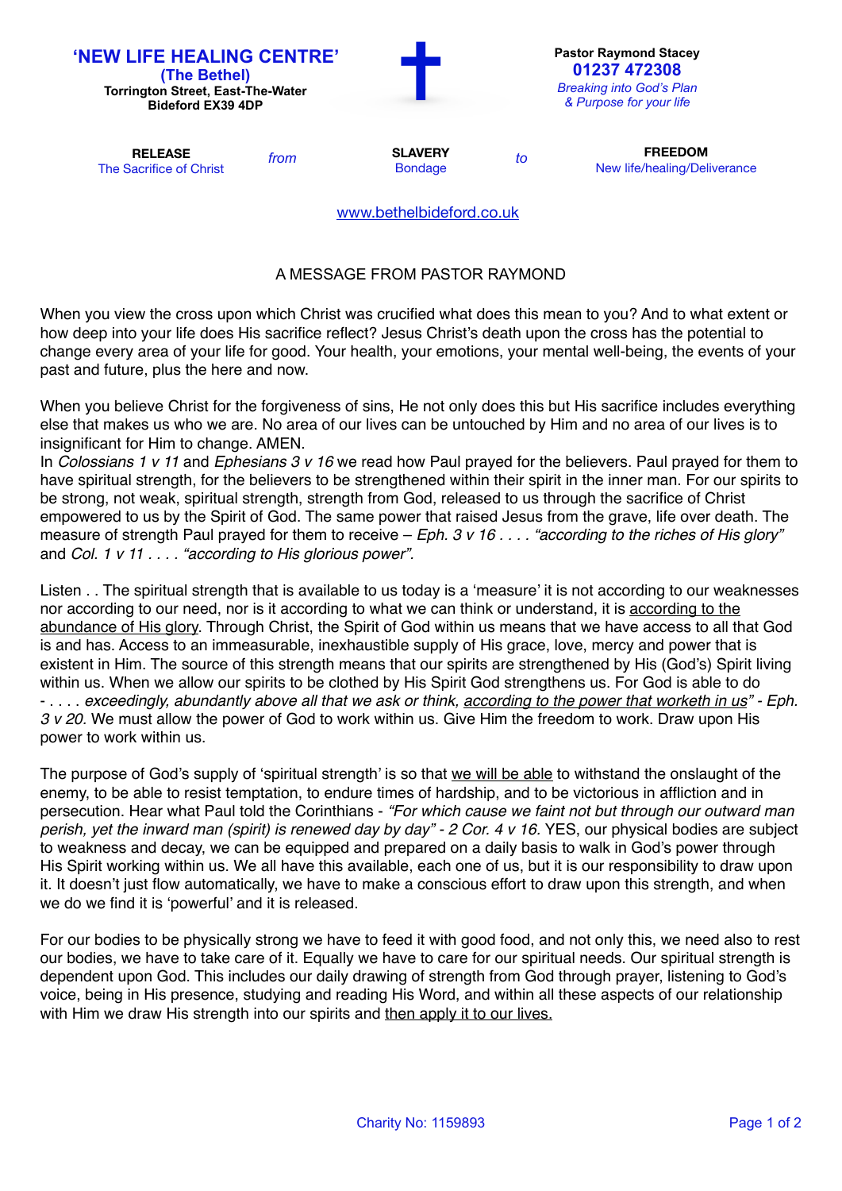**'NEW LIFE HEALING CENTRE'**
**(The Bethel)**
**Torrington Street, East-The-Water**
**Bideford EX39 4DP**

**Pastor Raymond Stacey**
**01237 472308**
*Breaking into God's Plan & Purpose for your life*

| **RELEASE** | *from* | **SLAVERY** | *to* | **FREEDOM** |
|---|---|---|---|---|
| The Sacrifice of Christ | | Bondage | | New life/healing/Deliverance |

www.bethelbideford.co.uk

## A MESSAGE FROM PASTOR RAYMOND

When you view the cross upon which Christ was crucified what does this mean to you? And to what extent or how deep into your life does His sacrifice reflect? Jesus Christ's death upon the cross has the potential to change every area of your life for good. Your health, your emotions, your mental well-being, the events of your past and future, plus the here and now.

When you believe Christ for the forgiveness of sins, He not only does this but His sacrifice includes everything else that makes us who we are. No area of our lives can be untouched by Him and no area of our lives is to insignificant for Him to change. AMEN.
In *Colossians 1 v 11* and *Ephesians 3 v 16* we read how Paul prayed for the believers. Paul prayed for them to have spiritual strength, for the believers to be strengthened within their spirit in the inner man. For our spirits to be strong, not weak, spiritual strength, strength from God, released to us through the sacrifice of Christ empowered to us by the Spirit of God. The same power that raised Jesus from the grave, life over death. The measure of strength Paul prayed for them to receive – *Eph. 3 v 16 . . . . "according to the riches of His glory"* and *Col. 1 v 11 . . . . "according to His glorious power"*.

Listen . . The spiritual strength that is available to us today is a 'measure' it is not according to our weaknesses nor according to our need, nor is it according to what we can think or understand, it is <u>according to the abundance of His glory</u>. Through Christ, the Spirit of God within us means that we have access to all that God is and has. Access to an immeasurable, inexhaustible supply of His grace, love, mercy and power that is existent in Him. The source of this strength means that our spirits are strengthened by His (God's) Spirit living within us. When we allow our spirits to be clothed by His Spirit God strengthens us. For God is able to do - . . . . *exceedingly, abundantly above all that we ask or think, <u>according to the power that worketh in us</u>" - Eph. 3 v 20.* We must allow the power of God to work within us. Give Him the freedom to work. Draw upon His power to work within us.

The purpose of God's supply of 'spiritual strength' is so that <u>we will be able</u> to withstand the onslaught of the enemy, to be able to resist temptation, to endure times of hardship, and to be victorious in affliction and in persecution. Hear what Paul told the Corinthians - *"For which cause we faint not but through our outward man perish, yet the inward man (spirit) is renewed day by day" - 2 Cor. 4 v 16.* YES, our physical bodies are subject to weakness and decay, we can be equipped and prepared on a daily basis to walk in God's power through His Spirit working within us. We all have this available, each one of us, but it is our responsibility to draw upon it. It doesn't just flow automatically, we have to make a conscious effort to draw upon this strength, and when we do we find it is 'powerful' and it is released.

For our bodies to be physically strong we have to feed it with good food, and not only this, we need also to rest our bodies, we have to take care of it. Equally we have to care for our spiritual needs. Our spiritual strength is dependent upon God. This includes our daily drawing of strength from God through prayer, listening to God's voice, being in His presence, studying and reading His Word, and within all these aspects of our relationship with Him we draw His strength into our spirits and <u>then apply it to our lives.</u>

Charity No: 1159893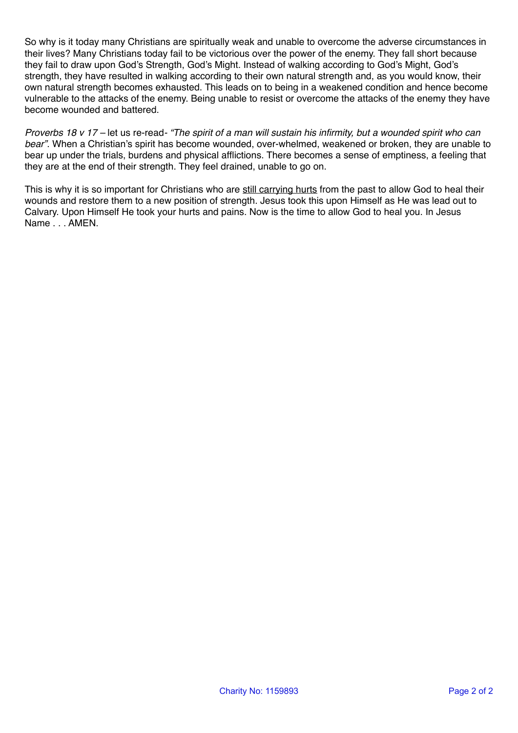So why is it today many Christians are spiritually weak and unable to overcome the adverse circumstances in their lives? Many Christians today fail to be victorious over the power of the enemy. They fall short because they fail to draw upon God's Strength, God's Might. Instead of walking according to God's Might, God's strength, they have resulted in walking according to their own natural strength and, as you would know, their own natural strength becomes exhausted. This leads on to being in a weakened condition and hence become vulnerable to the attacks of the enemy. Being unable to resist or overcome the attacks of the enemy they have become wounded and battered.

*Proverbs 18 v 17* – let us re-read- *"The spirit of a man will sustain his infirmity, but a wounded spirit who can bear"*. When a Christian's spirit has become wounded, over-whelmed, weakened or broken, they are unable to bear up under the trials, burdens and physical afflictions. There becomes a sense of emptiness, a feeling that they are at the end of their strength. They feel drained, unable to go on.

This is why it is so important for Christians who are <u>still carrying hurts</u> from the past to allow God to heal their wounds and restore them to a new position of strength. Jesus took this upon Himself as He was lead out to Calvary. Upon Himself He took your hurts and pains. Now is the time to allow God to heal you. In Jesus Name . . . AMEN.

Charity No: 1159893